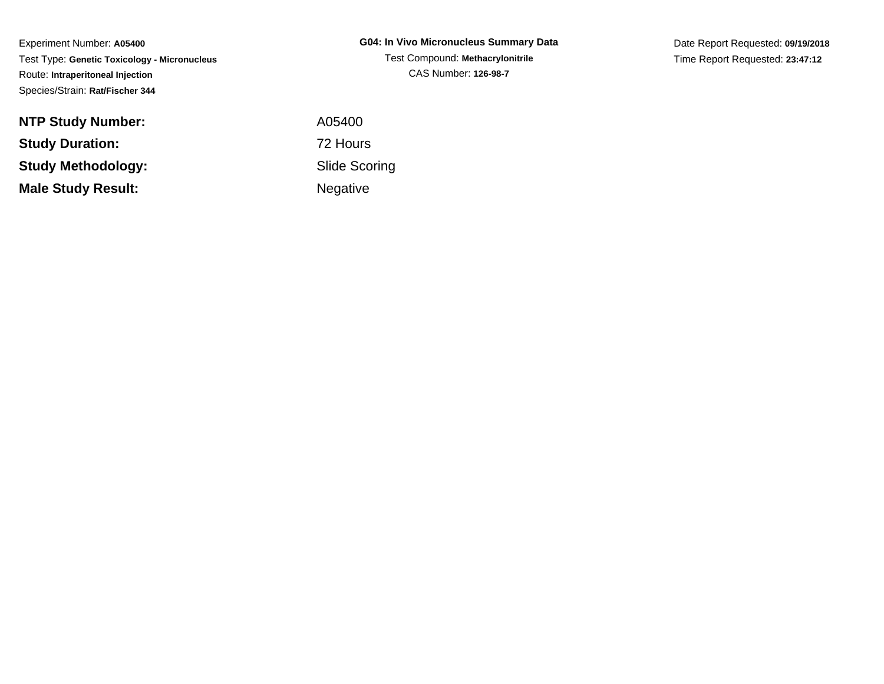Experiment Number: **A05400**
Test Type: **Genetic Toxicology - Micronucleus**
Route: **Intraperitoneal Injection**
Species/Strain: **Rat/Fischer 344**

**G04: In Vivo Micronucleus Summary Data**
Test Compound: **Methacrylonitrile**
CAS Number: **126-98-7**

Date Report Requested: **09/19/2018**
Time Report Requested: **23:47:12**

| | |
|---|---|
| **NTP Study Number:** | A05400 |
| **Study Duration:** | 72 Hours |
| **Study Methodology:** | Slide Scoring |
| **Male Study Result:** | Negative |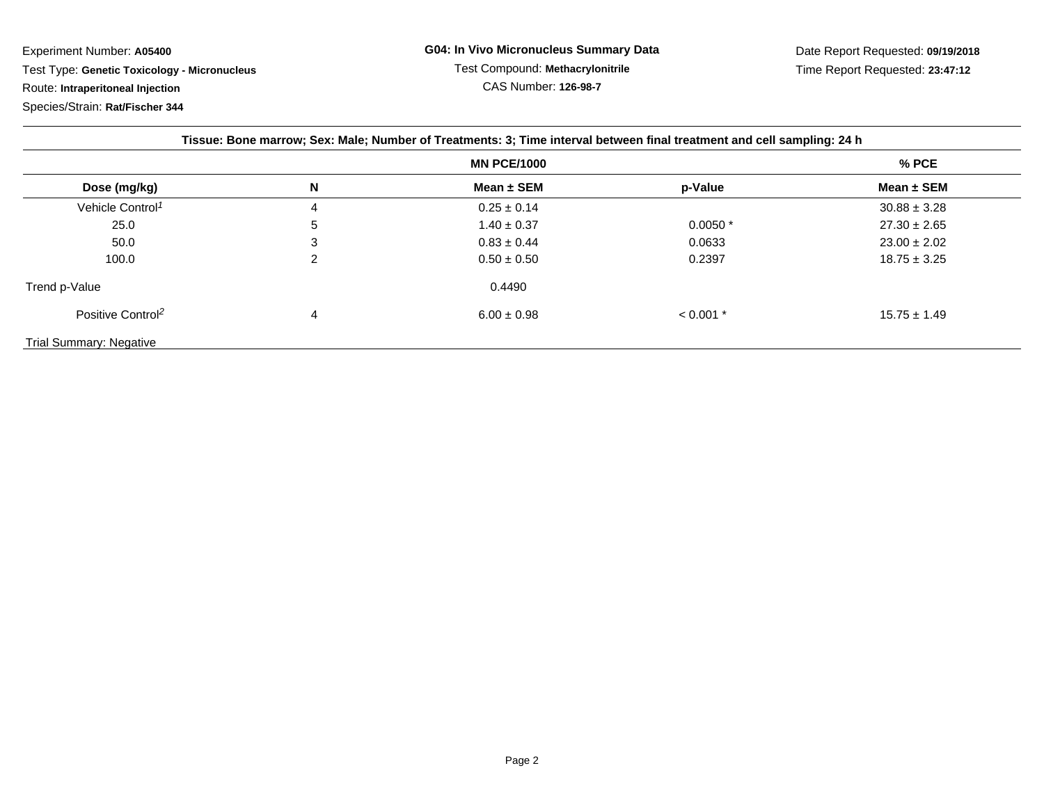Experiment Number: **A05400**

Test Type: **Genetic Toxicology - Micronucleus**

Route: **Intraperitoneal Injection**

Species/Strain: **Rat/Fischer 344**

**G04: In Vivo Micronucleus Summary Data**

Test Compound: **Methacrylonitrile**

CAS Number: **126-98-7**

Date Report Requested: **09/19/2018**

Time Report Requested: **23:47:12**

**Tissue: Bone marrow; Sex: Male; Number of Treatments: 3; Time interval between final treatment and cell sampling: 24 h**

| | | MN PCE/1000 | | % PCE |
|---|---|---|---|---|
| **Dose (mg/kg)** | **N** | **Mean ± SEM** | **p-Value** | **Mean ± SEM** |
| Vehicle Control[1] | 4 | 0.25 ± 0.14 | | 30.88 ± 3.28 |
| 25.0 | 5 | 1.40 ± 0.37 | 0.0050 * | 27.30 ± 2.65 |
| 50.0 | 3 | 0.83 ± 0.44 | 0.0633 | 23.00 ± 2.02 |
| 100.0 | 2 | 0.50 ± 0.50 | 0.2397 | 18.75 ± 3.25 |
| Trend p-Value | | 0.4490 | | |
| Positive Control[2] | 4 | 6.00 ± 0.98 | < 0.001 * | 15.75 ± 1.49 |

Trial Summary: Negative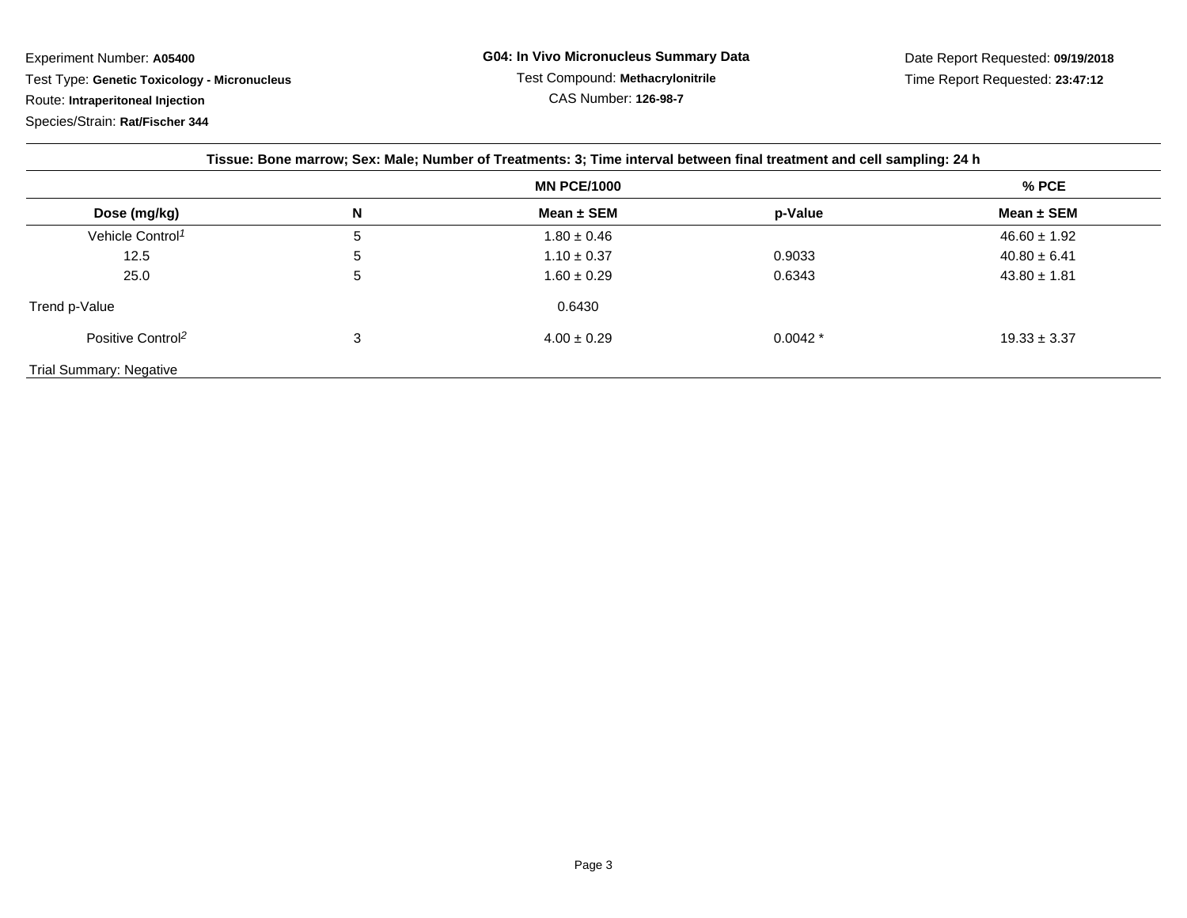Experiment Number: **A05400**

Test Type: **Genetic Toxicology - Micronucleus**

Route: **Intraperitoneal Injection**

Species/Strain: **Rat/Fischer 344**

**G04: In Vivo Micronucleus Summary Data**

Test Compound: **Methacrylonitrile**

CAS Number: **126-98-7**

Date Report Requested: **09/19/2018**

Time Report Requested: **23:47:12**

**Tissue: Bone marrow; Sex: Male; Number of Treatments: 3; Time interval between final treatment and cell sampling: 24 h**

| | | MN PCE/1000 | | % PCE |
|---|---|---|---|---|
| **Dose (mg/kg)** | **N** | **Mean ± SEM** | **p-Value** | **Mean ± SEM** |
| Vehicle Control[1] | 5 | 1.80 ± 0.46 | | 46.60 ± 1.92 |
| 12.5 | 5 | 1.10 ± 0.37 | 0.9033 | 40.80 ± 6.41 |
| 25.0 | 5 | 1.60 ± 0.29 | 0.6343 | 43.80 ± 1.81 |
| Trend p-Value | | 0.6430 | | |
| Positive Control[2] | 3 | 4.00 ± 0.29 | 0.0042 * | 19.33 ± 3.37 |

Trial Summary: Negative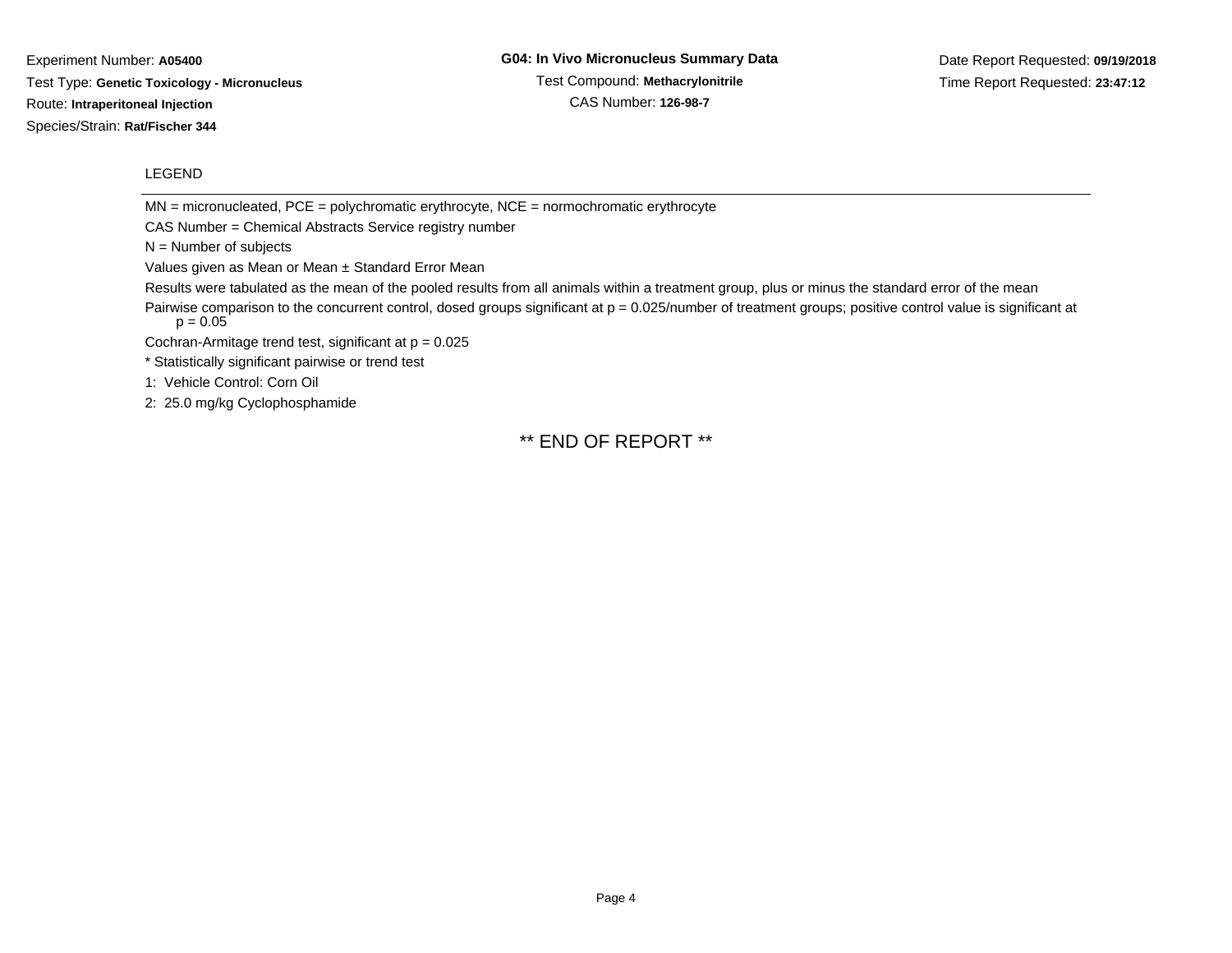Experiment Number: **A05400**

Test Type: **Genetic Toxicology - Micronucleus**

Route: **Intraperitoneal Injection**

Species/Strain: **Rat/Fischer 344**

**G04: In Vivo Micronucleus Summary Data**

Test Compound: **Methacrylonitrile**

CAS Number: **126-98-7**

Date Report Requested: **09/19/2018**

Time Report Requested: **23:47:12**

LEGEND

MN = micronucleated, PCE = polychromatic erythrocyte, NCE = normochromatic erythrocyte

CAS Number = Chemical Abstracts Service registry number

N = Number of subjects

Values given as Mean or Mean ± Standard Error Mean

Results were tabulated as the mean of the pooled results from all animals within a treatment group, plus or minus the standard error of the mean

Pairwise comparison to the concurrent control, dosed groups significant at $p = 0.025$/number of treatment groups; positive control value is significant at $p = 0.05$

Cochran-Armitage trend test, significant at $p = 0.025$

* Statistically significant pairwise or trend test

1: Vehicle Control: Corn Oil

2: 25.0 mg/kg Cyclophosphamide

** END OF REPORT **